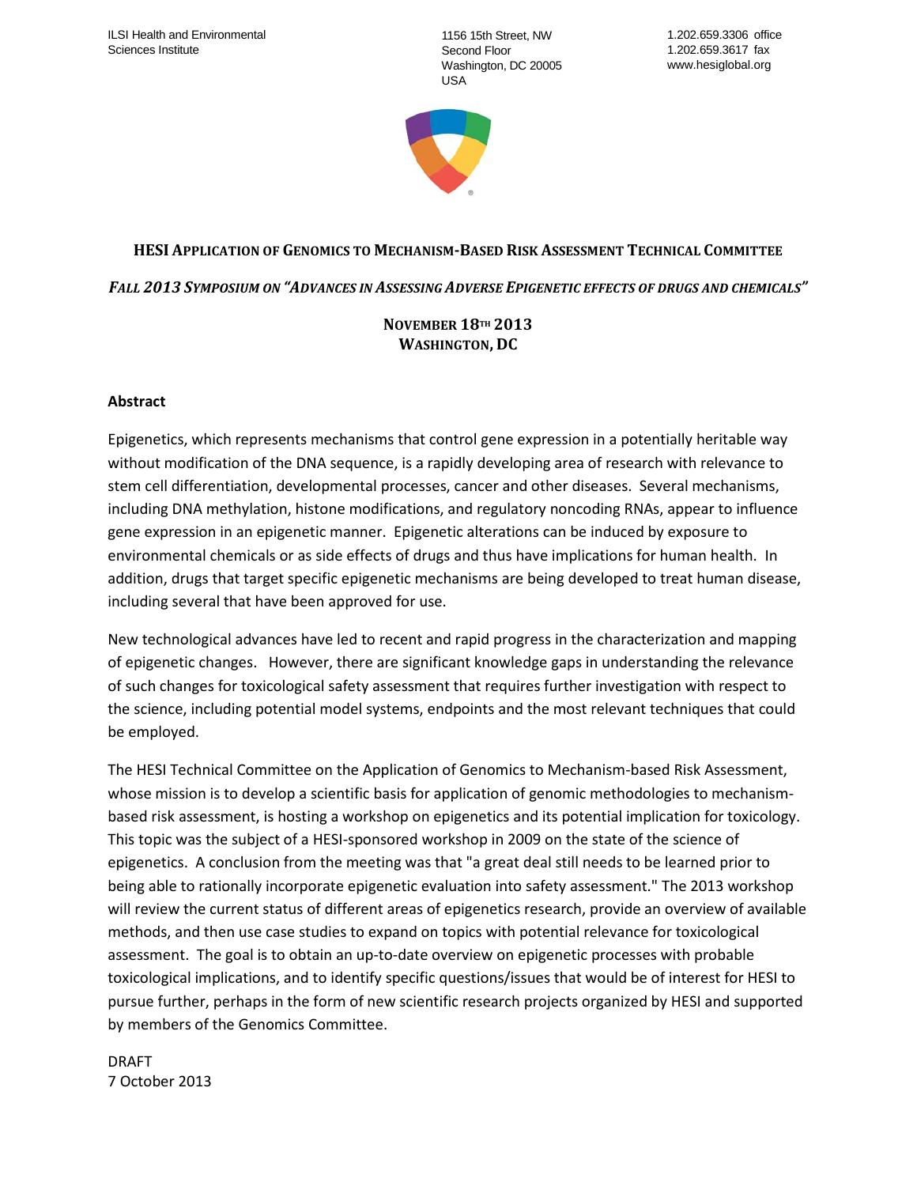ILSI Health and Environmental Sciences Institute

1156 15th Street, NW
Second Floor
Washington, DC 20005
USA

1.202.659.3306 office
1.202.659.3617 fax
www.hesiglobal.org

## HESI Application of Genomics to Mechanism-Based Risk Assessment Technical Committee

### *Fall 2013 Symposium on "Advances in Assessing Adverse Epigenetic effects of drugs and chemicals"*

**November 18th 2013**
**Washington, DC**

### Abstract

Epigenetics, which represents mechanisms that control gene expression in a potentially heritable way without modification of the DNA sequence, is a rapidly developing area of research with relevance to stem cell differentiation, developmental processes, cancer and other diseases. Several mechanisms, including DNA methylation, histone modifications, and regulatory noncoding RNAs, appear to influence gene expression in an epigenetic manner. Epigenetic alterations can be induced by exposure to environmental chemicals or as side effects of drugs and thus have implications for human health. In addition, drugs that target specific epigenetic mechanisms are being developed to treat human disease, including several that have been approved for use.

New technological advances have led to recent and rapid progress in the characterization and mapping of epigenetic changes. However, there are significant knowledge gaps in understanding the relevance of such changes for toxicological safety assessment that requires further investigation with respect to the science, including potential model systems, endpoints and the most relevant techniques that could be employed.

The HESI Technical Committee on the Application of Genomics to Mechanism-based Risk Assessment, whose mission is to develop a scientific basis for application of genomic methodologies to mechanism-based risk assessment, is hosting a workshop on epigenetics and its potential implication for toxicology. This topic was the subject of a HESI-sponsored workshop in 2009 on the state of the science of epigenetics. A conclusion from the meeting was that "a great deal still needs to be learned prior to being able to rationally incorporate epigenetic evaluation into safety assessment." The 2013 workshop will review the current status of different areas of epigenetics research, provide an overview of available methods, and then use case studies to expand on topics with potential relevance for toxicological assessment. The goal is to obtain an up-to-date overview on epigenetic processes with probable toxicological implications, and to identify specific questions/issues that would be of interest for HESI to pursue further, perhaps in the form of new scientific research projects organized by HESI and supported by members of the Genomics Committee.

DRAFT
7 October 2013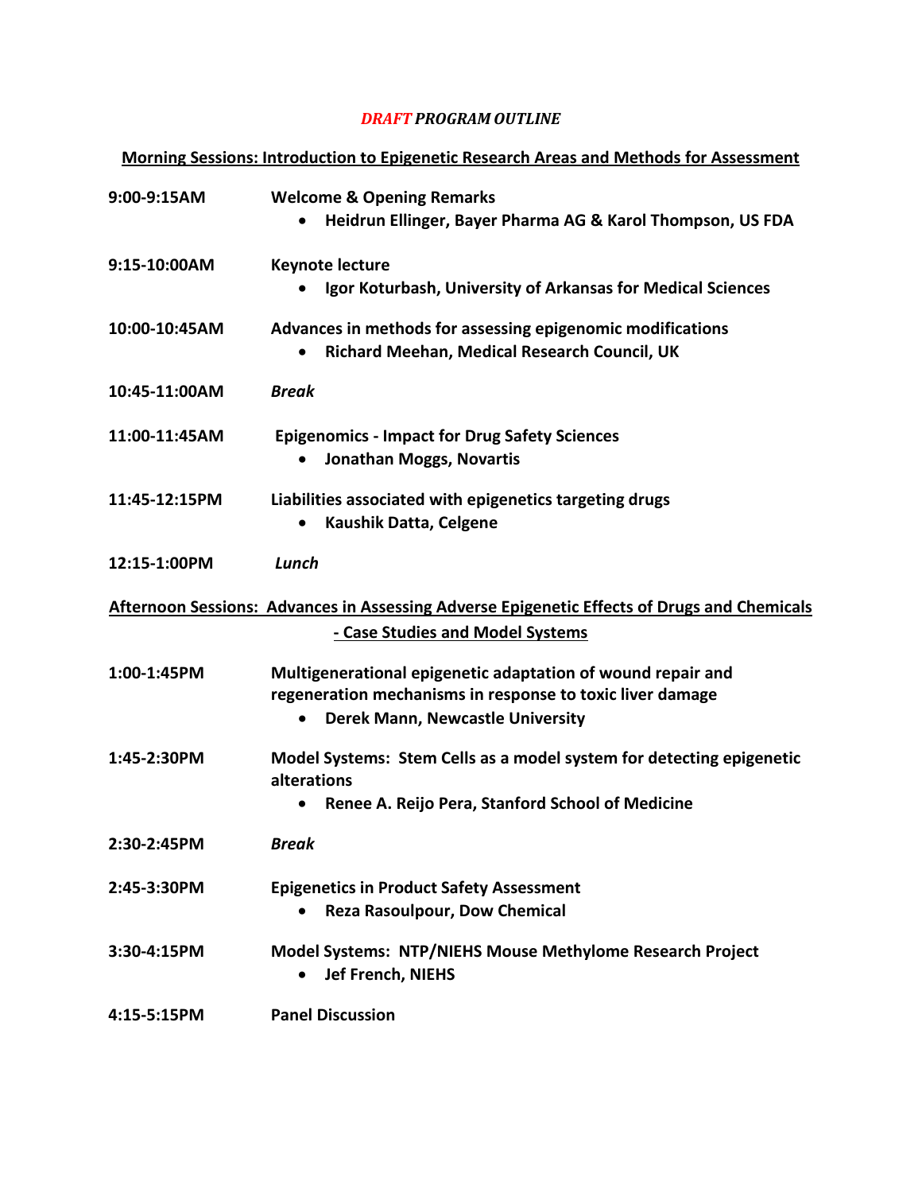# *DRAFT PROGRAM OUTLINE*

## Morning Sessions: Introduction to Epigenetic Research Areas and Methods for Assessment

**9:00-9:15AM** **Welcome & Opening Remarks**

- **Heidrun Ellinger, Bayer Pharma AG & Karol Thompson, US FDA**

**9:15-10:00AM** **Keynote lecture**

- **Igor Koturbash, University of Arkansas for Medical Sciences**

**10:00-10:45AM** **Advances in methods for assessing epigenomic modifications**

- **Richard Meehan, Medical Research Council, UK**

**10:45-11:00AM** ***Break***

**11:00-11:45AM** **Epigenomics - Impact for Drug Safety Sciences**

- **Jonathan Moggs, Novartis**

**11:45-12:15PM** **Liabilities associated with epigenetics targeting drugs**

- **Kaushik Datta, Celgene**

**12:15-1:00PM** ***Lunch***

## Afternoon Sessions: Advances in Assessing Adverse Epigenetic Effects of Drugs and Chemicals - Case Studies and Model Systems

**1:00-1:45PM** **Multigenerational epigenetic adaptation of wound repair and regeneration mechanisms in response to toxic liver damage**

- **Derek Mann, Newcastle University**

**1:45-2:30PM** **Model Systems: Stem Cells as a model system for detecting epigenetic alterations**

- **Renee A. Reijo Pera, Stanford School of Medicine**

**2:30-2:45PM** ***Break***

**2:45-3:30PM** **Epigenetics in Product Safety Assessment**

- **Reza Rasoulpour, Dow Chemical**

**3:30-4:15PM** **Model Systems: NTP/NIEHS Mouse Methylome Research Project**

- **Jef French, NIEHS**

**4:15-5:15PM** **Panel Discussion**